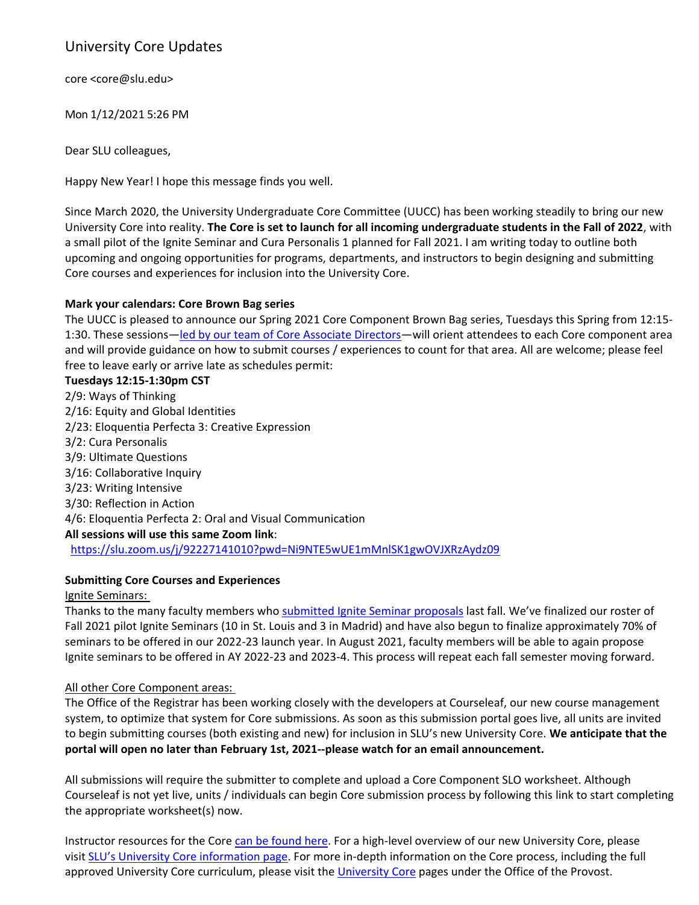# University Core Updates

core <core@slu.edu>

Mon 1/12/2021 5:26 PM

Dear SLU colleagues,

Happy New Year! I hope this message finds you well.

Since March 2020, the University Undergraduate Core Committee (UUCC) has been working steadily to bring our new University Core into reality. **The Core is set to launch for all incoming undergraduate students in the Fall of 2022**, with a small pilot of the Ignite Seminar and Cura Personalis 1 planned for Fall 2021. I am writing today to outline both upcoming and ongoing opportunities for programs, departments, and instructors to begin designing and submitting Core courses and experiences for inclusion into the University Core.

**Mark your calendars: Core Brown Bag series**

The UUCC is pleased to announce our Spring 2021 Core Component Brown Bag series, Tuesdays this Spring from 12:15-1:30. These sessions—led by our team of Core Associate Directors—will orient attendees to each Core component area and will provide guidance on how to submit courses / experiences to count for that area. All are welcome; please feel free to leave early or arrive late as schedules permit:

**Tuesdays 12:15-1:30pm CST**

2/9: Ways of Thinking
2/16: Equity and Global Identities
2/23: Eloquentia Perfecta 3: Creative Expression
3/2: Cura Personalis
3/9: Ultimate Questions
3/16: Collaborative Inquiry
3/23: Writing Intensive
3/30: Reflection in Action
4/6: Eloquentia Perfecta 2: Oral and Visual Communication

**All sessions will use this same Zoom link**:
https://slu.zoom.us/j/92227141010?pwd=Ni9NTE5wUE1mMnlSK1gwOVJXRzAydz09

**Submitting Core Courses and Experiences**

Ignite Seminars:

Thanks to the many faculty members who submitted Ignite Seminar proposals last fall. We've finalized our roster of Fall 2021 pilot Ignite Seminars (10 in St. Louis and 3 in Madrid) and have also begun to finalize approximately 70% of seminars to be offered in our 2022-23 launch year. In August 2021, faculty members will be able to again propose Ignite seminars to be offered in AY 2022-23 and 2023-4. This process will repeat each fall semester moving forward.

All other Core Component areas:

The Office of the Registrar has been working closely with the developers at Courseleaf, our new course management system, to optimize that system for Core submissions. As soon as this submission portal goes live, all units are invited to begin submitting courses (both existing and new) for inclusion in SLU's new University Core. **We anticipate that the portal will open no later than February 1st, 2021--please watch for an email announcement.**

All submissions will require the submitter to complete and upload a Core Component SLO worksheet. Although Courseleaf is not yet live, units / individuals can begin Core submission process by following this link to start completing the appropriate worksheet(s) now.

Instructor resources for the Core can be found here. For a high-level overview of our new University Core, please visit SLU's University Core information page. For more in-depth information on the Core process, including the full approved University Core curriculum, please visit the University Core pages under the Office of the Provost.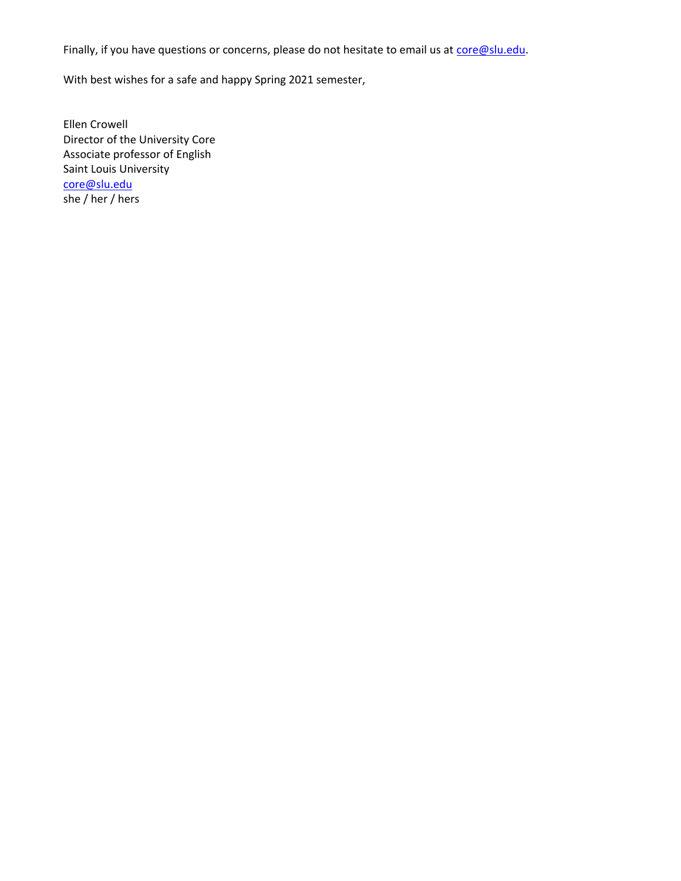Finally, if you have questions or concerns, please do not hesitate to email us at core@slu.edu.

With best wishes for a safe and happy Spring 2021 semester,

Ellen Crowell  
Director of the University Core  
Associate professor of English  
Saint Louis University  
core@slu.edu  
she / her / hers